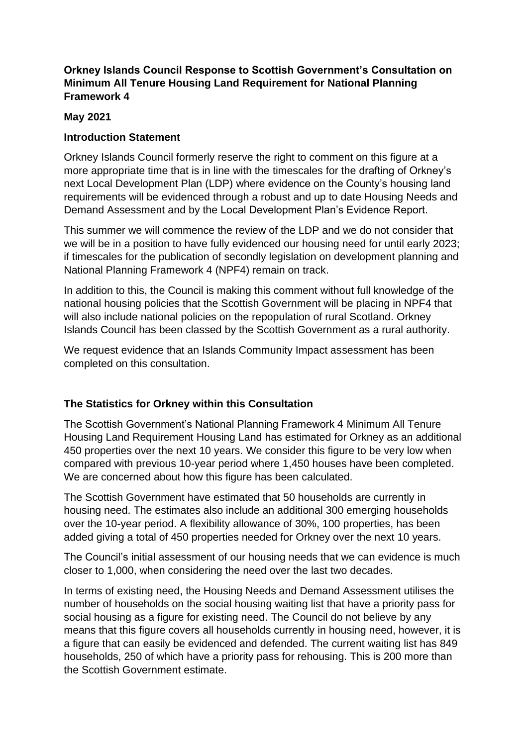**Orkney Islands Council Response to Scottish Government's Consultation on Minimum All Tenure Housing Land Requirement for National Planning Framework 4**

**May 2021**

**Introduction Statement**

Orkney Islands Council formerly reserve the right to comment on this figure at a more appropriate time that is in line with the timescales for the drafting of Orkney's next Local Development Plan (LDP) where evidence on the County's housing land requirements will be evidenced through a robust and up to date Housing Needs and Demand Assessment and by the Local Development Plan's Evidence Report.

This summer we will commence the review of the LDP and we do not consider that we will be in a position to have fully evidenced our housing need for until early 2023; if timescales for the publication of secondly legislation on development planning and National Planning Framework 4 (NPF4) remain on track.

In addition to this, the Council is making this comment without full knowledge of the national housing policies that the Scottish Government will be placing in NPF4 that will also include national policies on the repopulation of rural Scotland. Orkney Islands Council has been classed by the Scottish Government as a rural authority.

We request evidence that an Islands Community Impact assessment has been completed on this consultation.

**The Statistics for Orkney within this Consultation**

The Scottish Government's National Planning Framework 4 Minimum All Tenure Housing Land Requirement Housing Land has estimated for Orkney as an additional 450 properties over the next 10 years. We consider this figure to be very low when compared with previous 10-year period where 1,450 houses have been completed. We are concerned about how this figure has been calculated.

The Scottish Government have estimated that 50 households are currently in housing need. The estimates also include an additional 300 emerging households over the 10-year period. A flexibility allowance of 30%, 100 properties, has been added giving a total of 450 properties needed for Orkney over the next 10 years.

The Council's initial assessment of our housing needs that we can evidence is much closer to 1,000, when considering the need over the last two decades.

In terms of existing need, the Housing Needs and Demand Assessment utilises the number of households on the social housing waiting list that have a priority pass for social housing as a figure for existing need. The Council do not believe by any means that this figure covers all households currently in housing need, however, it is a figure that can easily be evidenced and defended. The current waiting list has 849 households, 250 of which have a priority pass for rehousing. This is 200 more than the Scottish Government estimate.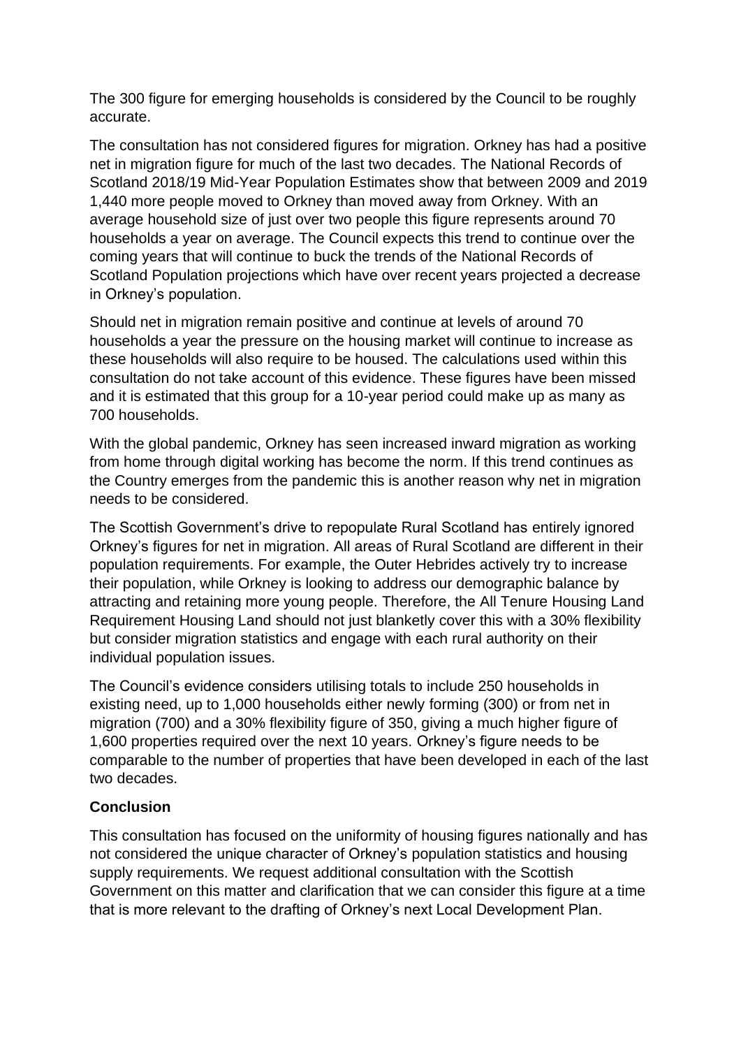The 300 figure for emerging households is considered by the Council to be roughly accurate.

The consultation has not considered figures for migration. Orkney has had a positive net in migration figure for much of the last two decades. The National Records of Scotland 2018/19 Mid-Year Population Estimates show that between 2009 and 2019 1,440 more people moved to Orkney than moved away from Orkney. With an average household size of just over two people this figure represents around 70 households a year on average. The Council expects this trend to continue over the coming years that will continue to buck the trends of the National Records of Scotland Population projections which have over recent years projected a decrease in Orkney's population.

Should net in migration remain positive and continue at levels of around 70 households a year the pressure on the housing market will continue to increase as these households will also require to be housed. The calculations used within this consultation do not take account of this evidence. These figures have been missed and it is estimated that this group for a 10-year period could make up as many as 700 households.

With the global pandemic, Orkney has seen increased inward migration as working from home through digital working has become the norm. If this trend continues as the Country emerges from the pandemic this is another reason why net in migration needs to be considered.

The Scottish Government's drive to repopulate Rural Scotland has entirely ignored Orkney's figures for net in migration. All areas of Rural Scotland are different in their population requirements. For example, the Outer Hebrides actively try to increase their population, while Orkney is looking to address our demographic balance by attracting and retaining more young people. Therefore, the All Tenure Housing Land Requirement Housing Land should not just blanketly cover this with a 30% flexibility but consider migration statistics and engage with each rural authority on their individual population issues.

The Council's evidence considers utilising totals to include 250 households in existing need, up to 1,000 households either newly forming (300) or from net in migration (700) and a 30% flexibility figure of 350, giving a much higher figure of 1,600 properties required over the next 10 years. Orkney's figure needs to be comparable to the number of properties that have been developed in each of the last two decades.

**Conclusion**

This consultation has focused on the uniformity of housing figures nationally and has not considered the unique character of Orkney's population statistics and housing supply requirements. We request additional consultation with the Scottish Government on this matter and clarification that we can consider this figure at a time that is more relevant to the drafting of Orkney's next Local Development Plan.